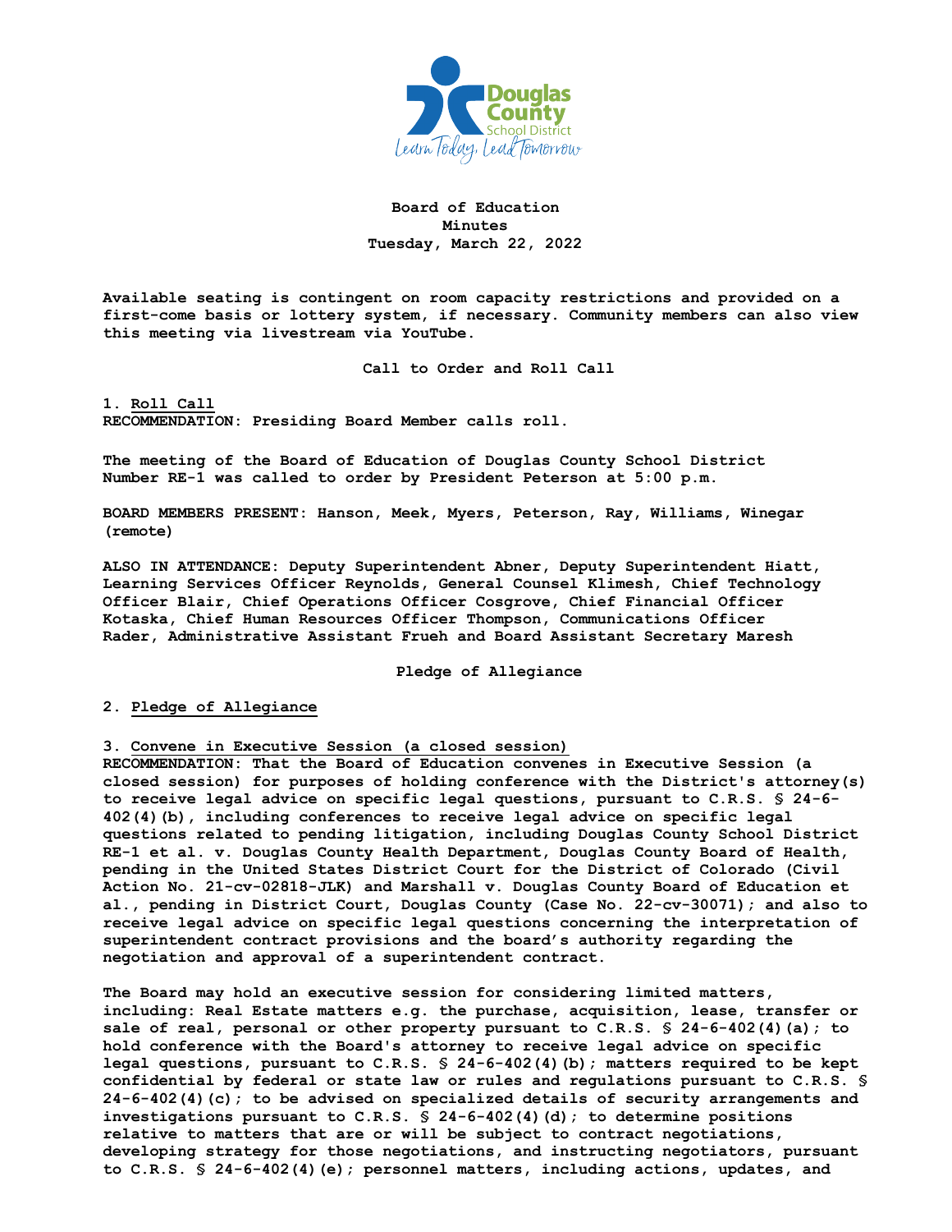**Board of Education**
**Minutes**
**Tuesday, March 22, 2022**

**Available seating is contingent on room capacity restrictions and provided on a first-come basis or lottery system, if necessary. Community members can also view this meeting via livestream via YouTube.**

## Call to Order and Roll Call

**1. Roll Call**
**RECOMMENDATION: Presiding Board Member calls roll.**

**The meeting of the Board of Education of Douglas County School District Number RE-1 was called to order by President Peterson at 5:00 p.m.**

**BOARD MEMBERS PRESENT: Hanson, Meek, Myers, Peterson, Ray, Williams, Winegar (remote)**

**ALSO IN ATTENDANCE: Deputy Superintendent Abner, Deputy Superintendent Hiatt, Learning Services Officer Reynolds, General Counsel Klimesh, Chief Technology Officer Blair, Chief Operations Officer Cosgrove, Chief Financial Officer Kotaska, Chief Human Resources Officer Thompson, Communications Officer Rader, Administrative Assistant Frueh and Board Assistant Secretary Maresh**

## Pledge of Allegiance

**2. Pledge of Allegiance**

**3. Convene in Executive Session (a closed session)**
**RECOMMENDATION: That the Board of Education convenes in Executive Session (a closed session) for purposes of holding conference with the District's attorney(s) to receive legal advice on specific legal questions, pursuant to C.R.S. § 24-6-402(4)(b), including conferences to receive legal advice on specific legal questions related to pending litigation, including Douglas County School District RE-1 et al. v. Douglas County Health Department, Douglas County Board of Health, pending in the United States District Court for the District of Colorado (Civil Action No. 21-cv-02818-JLK) and Marshall v. Douglas County Board of Education et al., pending in District Court, Douglas County (Case No. 22-cv-30071); and also to receive legal advice on specific legal questions concerning the interpretation of superintendent contract provisions and the board's authority regarding the negotiation and approval of a superintendent contract.**

**The Board may hold an executive session for considering limited matters, including: Real Estate matters e.g. the purchase, acquisition, lease, transfer or sale of real, personal or other property pursuant to C.R.S. § 24-6-402(4)(a); to hold conference with the Board's attorney to receive legal advice on specific legal questions, pursuant to C.R.S. § 24-6-402(4)(b); matters required to be kept confidential by federal or state law or rules and regulations pursuant to C.R.S. § 24-6-402(4)(c); to be advised on specialized details of security arrangements and investigations pursuant to C.R.S. § 24-6-402(4)(d); to determine positions relative to matters that are or will be subject to contract negotiations, developing strategy for those negotiations, and instructing negotiators, pursuant to C.R.S. § 24-6-402(4)(e); personnel matters, including actions, updates, and**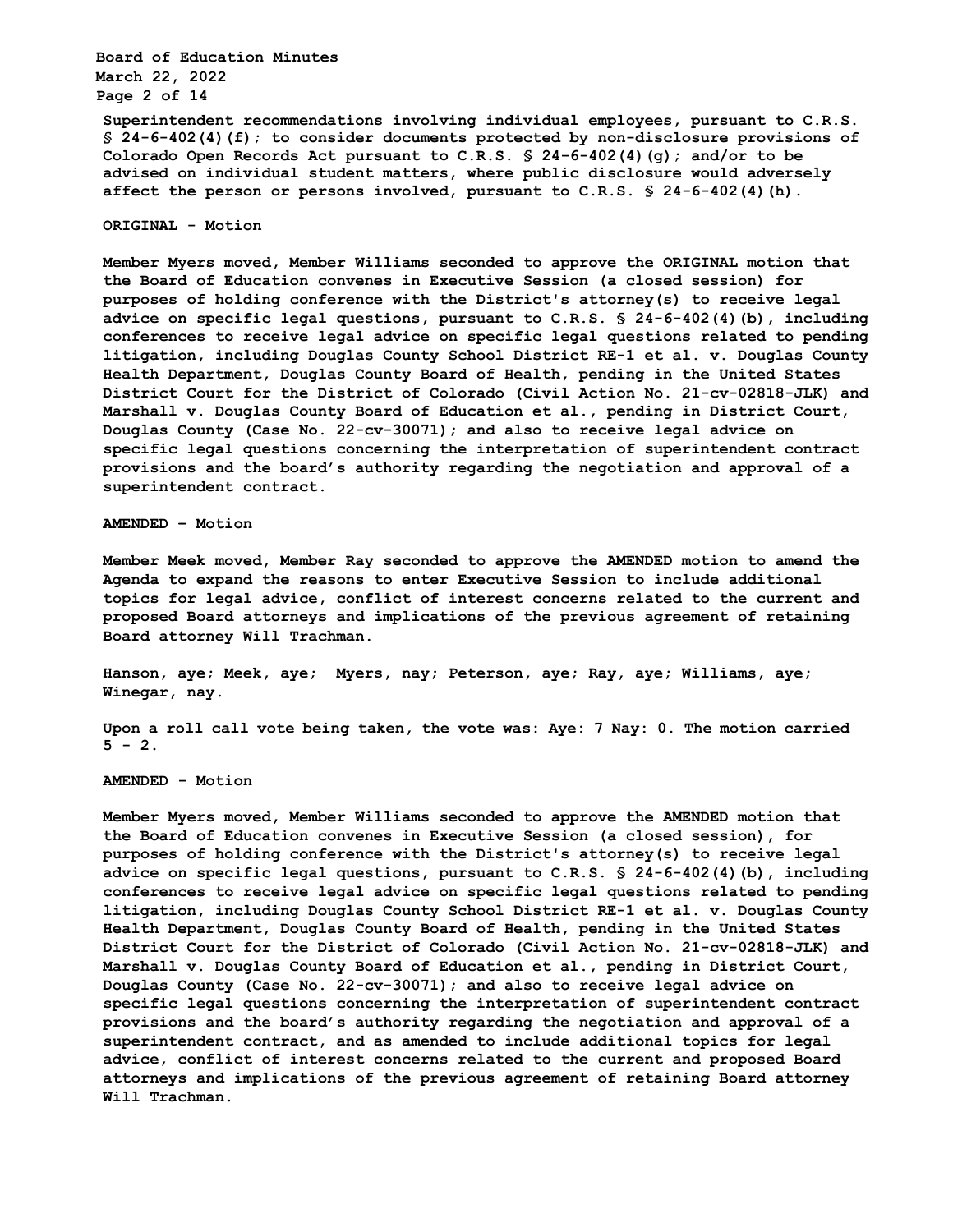Superintendent recommendations involving individual employees, pursuant to C.R.S. § 24-6-402(4)(f); to consider documents protected by non-disclosure provisions of Colorado Open Records Act pursuant to C.R.S. § 24-6-402(4)(g); and/or to be advised on individual student matters, where public disclosure would adversely affect the person or persons involved, pursuant to C.R.S. § 24-6-402(4)(h).

**ORIGINAL - Motion**

Member Myers moved, Member Williams seconded to approve the ORIGINAL motion that the Board of Education convenes in Executive Session (a closed session) for purposes of holding conference with the District's attorney(s) to receive legal advice on specific legal questions, pursuant to C.R.S. § 24-6-402(4)(b), including conferences to receive legal advice on specific legal questions related to pending litigation, including Douglas County School District RE-1 et al. v. Douglas County Health Department, Douglas County Board of Health, pending in the United States District Court for the District of Colorado (Civil Action No. 21-cv-02818-JLK) and Marshall v. Douglas County Board of Education et al., pending in District Court, Douglas County (Case No. 22-cv-30071); and also to receive legal advice on specific legal questions concerning the interpretation of superintendent contract provisions and the board's authority regarding the negotiation and approval of a superintendent contract.

**AMENDED – Motion**

Member Meek moved, Member Ray seconded to approve the AMENDED motion to amend the Agenda to expand the reasons to enter Executive Session to include additional topics for legal advice, conflict of interest concerns related to the current and proposed Board attorneys and implications of the previous agreement of retaining Board attorney Will Trachman.

Hanson, aye; Meek, aye; Myers, nay; Peterson, aye; Ray, aye; Williams, aye; Winegar, nay.

Upon a roll call vote being taken, the vote was: Aye: 7 Nay: 0. The motion carried 5 - 2.

**AMENDED - Motion**

Member Myers moved, Member Williams seconded to approve the AMENDED motion that the Board of Education convenes in Executive Session (a closed session), for purposes of holding conference with the District's attorney(s) to receive legal advice on specific legal questions, pursuant to C.R.S. § 24-6-402(4)(b), including conferences to receive legal advice on specific legal questions related to pending litigation, including Douglas County School District RE-1 et al. v. Douglas County Health Department, Douglas County Board of Health, pending in the United States District Court for the District of Colorado (Civil Action No. 21-cv-02818-JLK) and Marshall v. Douglas County Board of Education et al., pending in District Court, Douglas County (Case No. 22-cv-30071); and also to receive legal advice on specific legal questions concerning the interpretation of superintendent contract provisions and the board's authority regarding the negotiation and approval of a superintendent contract, and as amended to include additional topics for legal advice, conflict of interest concerns related to the current and proposed Board attorneys and implications of the previous agreement of retaining Board attorney Will Trachman.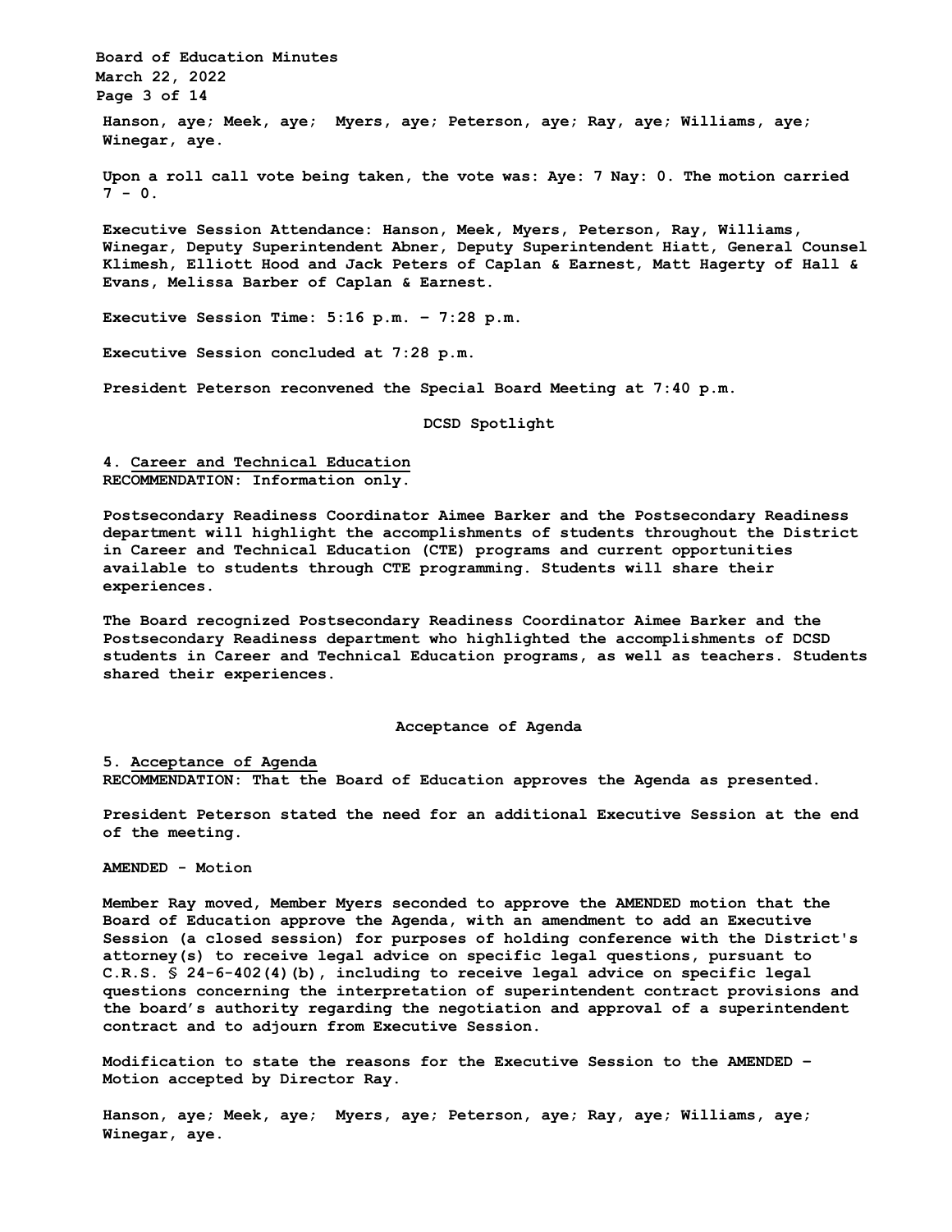**Hanson, aye; Meek, aye; Myers, aye; Peterson, aye; Ray, aye; Williams, aye; Winegar, aye.**

**Upon a roll call vote being taken, the vote was: Aye: 7 Nay: 0. The motion carried 7 - 0.**

**Executive Session Attendance: Hanson, Meek, Myers, Peterson, Ray, Williams, Winegar, Deputy Superintendent Abner, Deputy Superintendent Hiatt, General Counsel Klimesh, Elliott Hood and Jack Peters of Caplan & Earnest, Matt Hagerty of Hall & Evans, Melissa Barber of Caplan & Earnest.**

**Executive Session Time: 5:16 p.m. – 7:28 p.m.**

**Executive Session concluded at 7:28 p.m.**

**President Peterson reconvened the Special Board Meeting at 7:40 p.m.**

## DCSD Spotlight

**4. Career and Technical Education**
**RECOMMENDATION: Information only.**

**Postsecondary Readiness Coordinator Aimee Barker and the Postsecondary Readiness department will highlight the accomplishments of students throughout the District in Career and Technical Education (CTE) programs and current opportunities available to students through CTE programming. Students will share their experiences.**

**The Board recognized Postsecondary Readiness Coordinator Aimee Barker and the Postsecondary Readiness department who highlighted the accomplishments of DCSD students in Career and Technical Education programs, as well as teachers. Students shared their experiences.**

## Acceptance of Agenda

**5. Acceptance of Agenda**
**RECOMMENDATION: That the Board of Education approves the Agenda as presented.**

**President Peterson stated the need for an additional Executive Session at the end of the meeting.**

**AMENDED - Motion**

**Member Ray moved, Member Myers seconded to approve the AMENDED motion that the Board of Education approve the Agenda, with an amendment to add an Executive Session (a closed session) for purposes of holding conference with the District's attorney(s) to receive legal advice on specific legal questions, pursuant to C.R.S. § 24-6-402(4)(b), including to receive legal advice on specific legal questions concerning the interpretation of superintendent contract provisions and the board's authority regarding the negotiation and approval of a superintendent contract and to adjourn from Executive Session.**

**Modification to state the reasons for the Executive Session to the AMENDED – Motion accepted by Director Ray.**

**Hanson, aye; Meek, aye; Myers, aye; Peterson, aye; Ray, aye; Williams, aye; Winegar, aye.**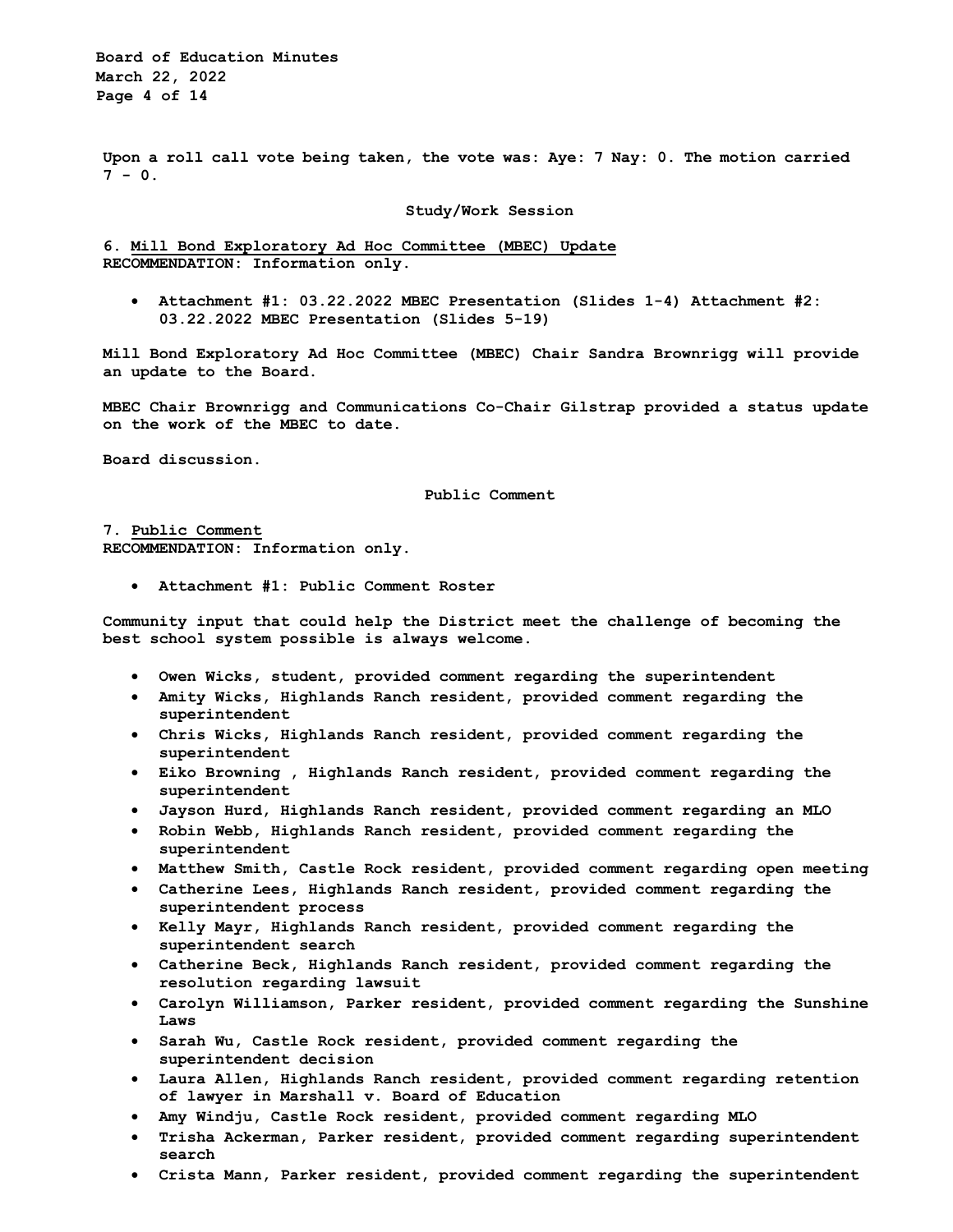Upon a roll call vote being taken, the vote was: Aye: 7 Nay: 0. The motion carried 7 - 0.

## Study/Work Session

**6. Mill Bond Exploratory Ad Hoc Committee (MBEC) Update**
**RECOMMENDATION: Information only.**

- Attachment #1: 03.22.2022 MBEC Presentation (Slides 1-4) Attachment #2: 03.22.2022 MBEC Presentation (Slides 5-19)

Mill Bond Exploratory Ad Hoc Committee (MBEC) Chair Sandra Brownrigg will provide an update to the Board.

MBEC Chair Brownrigg and Communications Co-Chair Gilstrap provided a status update on the work of the MBEC to date.

Board discussion.

## Public Comment

**7. Public Comment**
**RECOMMENDATION: Information only.**

- Attachment #1: Public Comment Roster

Community input that could help the District meet the challenge of becoming the best school system possible is always welcome.

- Owen Wicks, student, provided comment regarding the superintendent
- Amity Wicks, Highlands Ranch resident, provided comment regarding the superintendent
- Chris Wicks, Highlands Ranch resident, provided comment regarding the superintendent
- Eiko Browning , Highlands Ranch resident, provided comment regarding the superintendent
- Jayson Hurd, Highlands Ranch resident, provided comment regarding an MLO
- Robin Webb, Highlands Ranch resident, provided comment regarding the superintendent
- Matthew Smith, Castle Rock resident, provided comment regarding open meeting
- Catherine Lees, Highlands Ranch resident, provided comment regarding the superintendent process
- Kelly Mayr, Highlands Ranch resident, provided comment regarding the superintendent search
- Catherine Beck, Highlands Ranch resident, provided comment regarding the resolution regarding lawsuit
- Carolyn Williamson, Parker resident, provided comment regarding the Sunshine Laws
- Sarah Wu, Castle Rock resident, provided comment regarding the superintendent decision
- Laura Allen, Highlands Ranch resident, provided comment regarding retention of lawyer in Marshall v. Board of Education
- Amy Windju, Castle Rock resident, provided comment regarding MLO
- Trisha Ackerman, Parker resident, provided comment regarding superintendent search
- Crista Mann, Parker resident, provided comment regarding the superintendent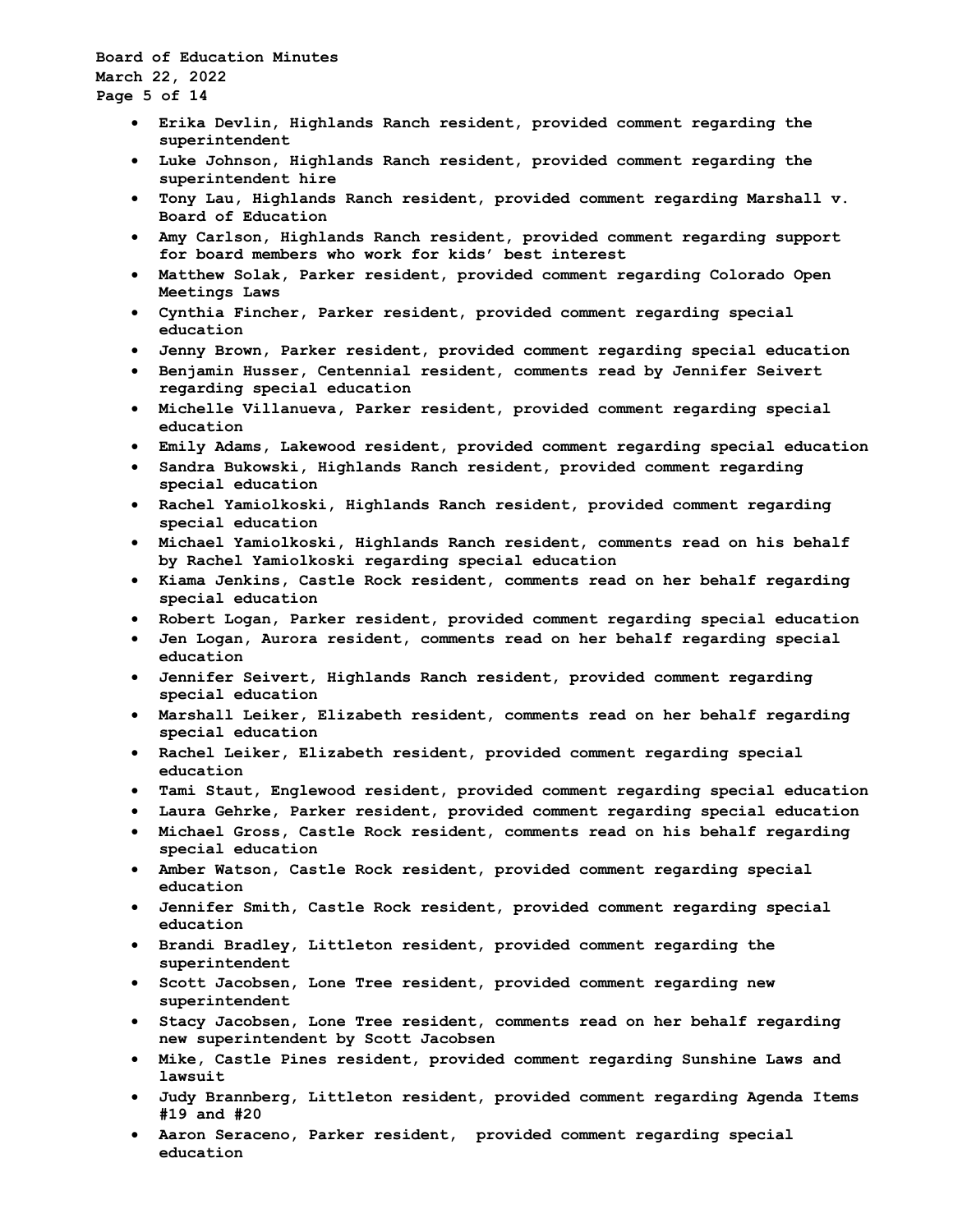- Erika Devlin, Highlands Ranch resident, provided comment regarding the superintendent
- Luke Johnson, Highlands Ranch resident, provided comment regarding the superintendent hire
- Tony Lau, Highlands Ranch resident, provided comment regarding Marshall v. Board of Education
- Amy Carlson, Highlands Ranch resident, provided comment regarding support for board members who work for kids' best interest
- Matthew Solak, Parker resident, provided comment regarding Colorado Open Meetings Laws
- Cynthia Fincher, Parker resident, provided comment regarding special education
- Jenny Brown, Parker resident, provided comment regarding special education
- Benjamin Husser, Centennial resident, comments read by Jennifer Seivert regarding special education
- Michelle Villanueva, Parker resident, provided comment regarding special education
- Emily Adams, Lakewood resident, provided comment regarding special education
- Sandra Bukowski, Highlands Ranch resident, provided comment regarding special education
- Rachel Yamiolkoski, Highlands Ranch resident, provided comment regarding special education
- Michael Yamiolkoski, Highlands Ranch resident, comments read on his behalf by Rachel Yamiolkoski regarding special education
- Kiama Jenkins, Castle Rock resident, comments read on her behalf regarding special education
- Robert Logan, Parker resident, provided comment regarding special education
- Jen Logan, Aurora resident, comments read on her behalf regarding special education
- Jennifer Seivert, Highlands Ranch resident, provided comment regarding special education
- Marshall Leiker, Elizabeth resident, comments read on her behalf regarding special education
- Rachel Leiker, Elizabeth resident, provided comment regarding special education
- Tami Staut, Englewood resident, provided comment regarding special education
- Laura Gehrke, Parker resident, provided comment regarding special education
- Michael Gross, Castle Rock resident, comments read on his behalf regarding special education
- Amber Watson, Castle Rock resident, provided comment regarding special education
- Jennifer Smith, Castle Rock resident, provided comment regarding special education
- Brandi Bradley, Littleton resident, provided comment regarding the superintendent
- Scott Jacobsen, Lone Tree resident, provided comment regarding new superintendent
- Stacy Jacobsen, Lone Tree resident, comments read on her behalf regarding new superintendent by Scott Jacobsen
- Mike, Castle Pines resident, provided comment regarding Sunshine Laws and lawsuit
- Judy Brannberg, Littleton resident, provided comment regarding Agenda Items #19 and #20
- Aaron Seraceno, Parker resident, provided comment regarding special education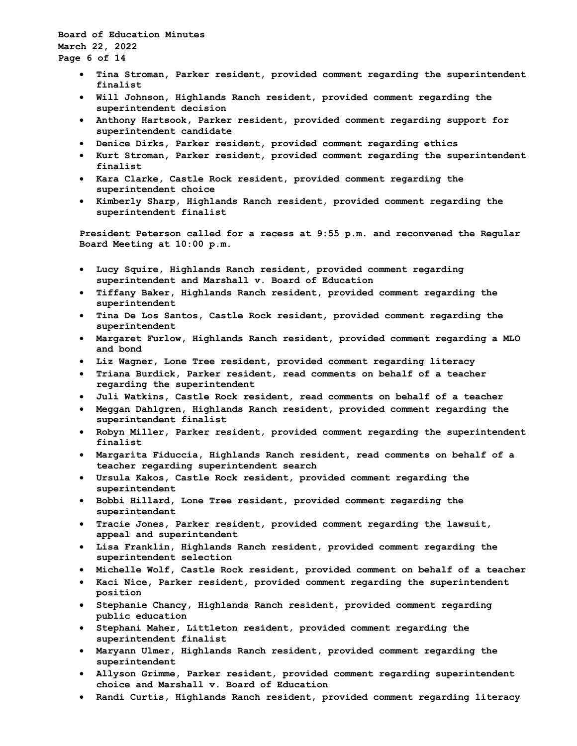- Tina Stroman, Parker resident, provided comment regarding the superintendent finalist
- Will Johnson, Highlands Ranch resident, provided comment regarding the superintendent decision
- Anthony Hartsook, Parker resident, provided comment regarding support for superintendent candidate
- Denice Dirks, Parker resident, provided comment regarding ethics
- Kurt Stroman, Parker resident, provided comment regarding the superintendent finalist
- Kara Clarke, Castle Rock resident, provided comment regarding the superintendent choice
- Kimberly Sharp, Highlands Ranch resident, provided comment regarding the superintendent finalist

President Peterson called for a recess at 9:55 p.m. and reconvened the Regular Board Meeting at 10:00 p.m.

- Lucy Squire, Highlands Ranch resident, provided comment regarding superintendent and Marshall v. Board of Education
- Tiffany Baker, Highlands Ranch resident, provided comment regarding the superintendent
- Tina De Los Santos, Castle Rock resident, provided comment regarding the superintendent
- Margaret Furlow, Highlands Ranch resident, provided comment regarding a MLO and bond
- Liz Wagner, Lone Tree resident, provided comment regarding literacy
- Triana Burdick, Parker resident, read comments on behalf of a teacher regarding the superintendent
- Juli Watkins, Castle Rock resident, read comments on behalf of a teacher
- Meggan Dahlgren, Highlands Ranch resident, provided comment regarding the superintendent finalist
- Robyn Miller, Parker resident, provided comment regarding the superintendent finalist
- Margarita Fiduccia, Highlands Ranch resident, read comments on behalf of a teacher regarding superintendent search
- Ursula Kakos, Castle Rock resident, provided comment regarding the superintendent
- Bobbi Hillard, Lone Tree resident, provided comment regarding the superintendent
- Tracie Jones, Parker resident, provided comment regarding the lawsuit, appeal and superintendent
- Lisa Franklin, Highlands Ranch resident, provided comment regarding the superintendent selection
- Michelle Wolf, Castle Rock resident, provided comment on behalf of a teacher
- Kaci Nice, Parker resident, provided comment regarding the superintendent position
- Stephanie Chancy, Highlands Ranch resident, provided comment regarding public education
- Stephani Maher, Littleton resident, provided comment regarding the superintendent finalist
- Maryann Ulmer, Highlands Ranch resident, provided comment regarding the superintendent
- Allyson Grimme, Parker resident, provided comment regarding superintendent choice and Marshall v. Board of Education
- Randi Curtis, Highlands Ranch resident, provided comment regarding literacy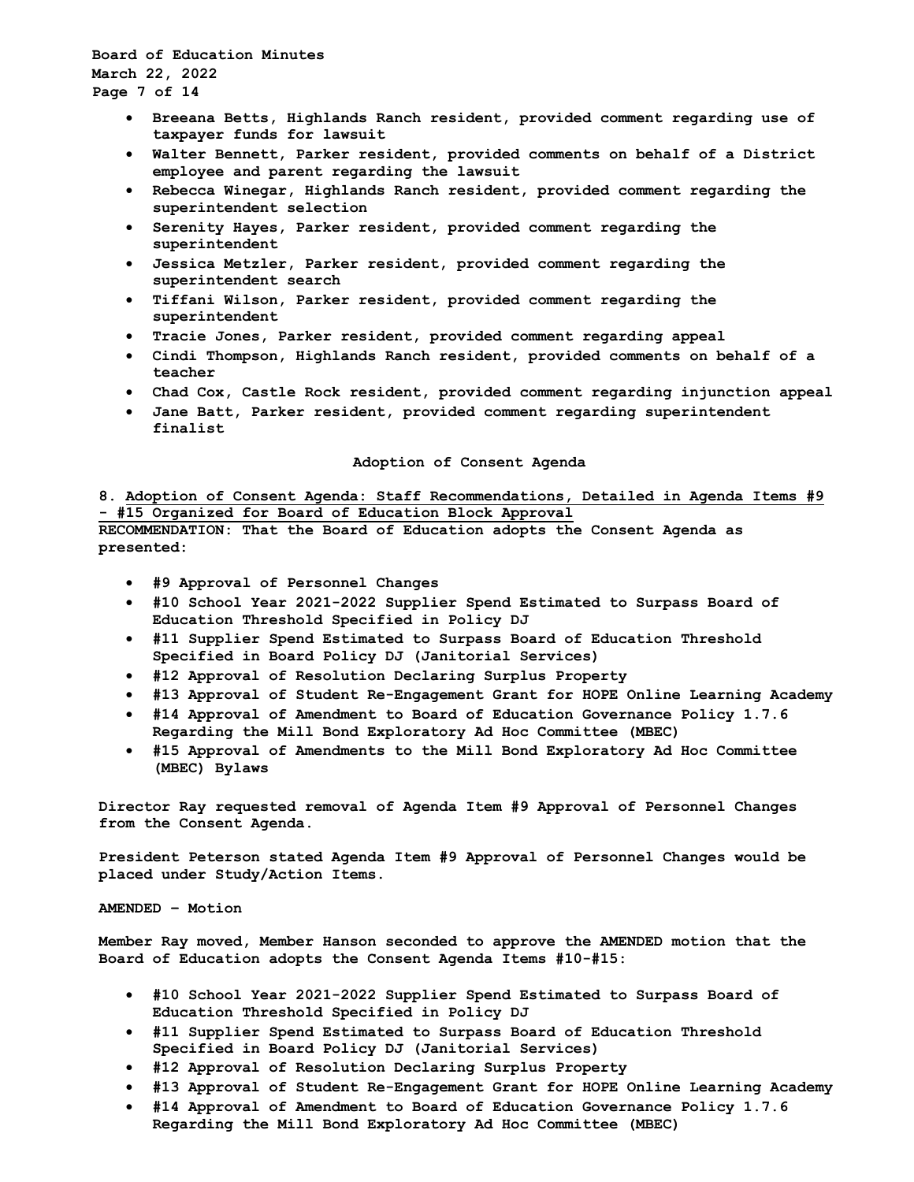- Breeana Betts, Highlands Ranch resident, provided comment regarding use of taxpayer funds for lawsuit
- Walter Bennett, Parker resident, provided comments on behalf of a District employee and parent regarding the lawsuit
- Rebecca Winegar, Highlands Ranch resident, provided comment regarding the superintendent selection
- Serenity Hayes, Parker resident, provided comment regarding the superintendent
- Jessica Metzler, Parker resident, provided comment regarding the superintendent search
- Tiffani Wilson, Parker resident, provided comment regarding the superintendent
- Tracie Jones, Parker resident, provided comment regarding appeal
- Cindi Thompson, Highlands Ranch resident, provided comments on behalf of a teacher
- Chad Cox, Castle Rock resident, provided comment regarding injunction appeal
- Jane Batt, Parker resident, provided comment regarding superintendent finalist

## Adoption of Consent Agenda

8. Adoption of Consent Agenda: Staff Recommendations, Detailed in Agenda Items #9 - #15 Organized for Board of Education Block Approval

**RECOMMENDATION:** That the Board of Education adopts the Consent Agenda as presented:

- #9 Approval of Personnel Changes
- #10 School Year 2021-2022 Supplier Spend Estimated to Surpass Board of Education Threshold Specified in Policy DJ
- #11 Supplier Spend Estimated to Surpass Board of Education Threshold Specified in Board Policy DJ (Janitorial Services)
- #12 Approval of Resolution Declaring Surplus Property
- #13 Approval of Student Re-Engagement Grant for HOPE Online Learning Academy
- #14 Approval of Amendment to Board of Education Governance Policy 1.7.6 Regarding the Mill Bond Exploratory Ad Hoc Committee (MBEC)
- #15 Approval of Amendments to the Mill Bond Exploratory Ad Hoc Committee (MBEC) Bylaws

Director Ray requested removal of Agenda Item #9 Approval of Personnel Changes from the Consent Agenda.

President Peterson stated Agenda Item #9 Approval of Personnel Changes would be placed under Study/Action Items.

AMENDED – Motion

Member Ray moved, Member Hanson seconded to approve the AMENDED motion that the Board of Education adopts the Consent Agenda Items #10-#15:

- #10 School Year 2021-2022 Supplier Spend Estimated to Surpass Board of Education Threshold Specified in Policy DJ
- #11 Supplier Spend Estimated to Surpass Board of Education Threshold Specified in Board Policy DJ (Janitorial Services)
- #12 Approval of Resolution Declaring Surplus Property
- #13 Approval of Student Re-Engagement Grant for HOPE Online Learning Academy
- #14 Approval of Amendment to Board of Education Governance Policy 1.7.6 Regarding the Mill Bond Exploratory Ad Hoc Committee (MBEC)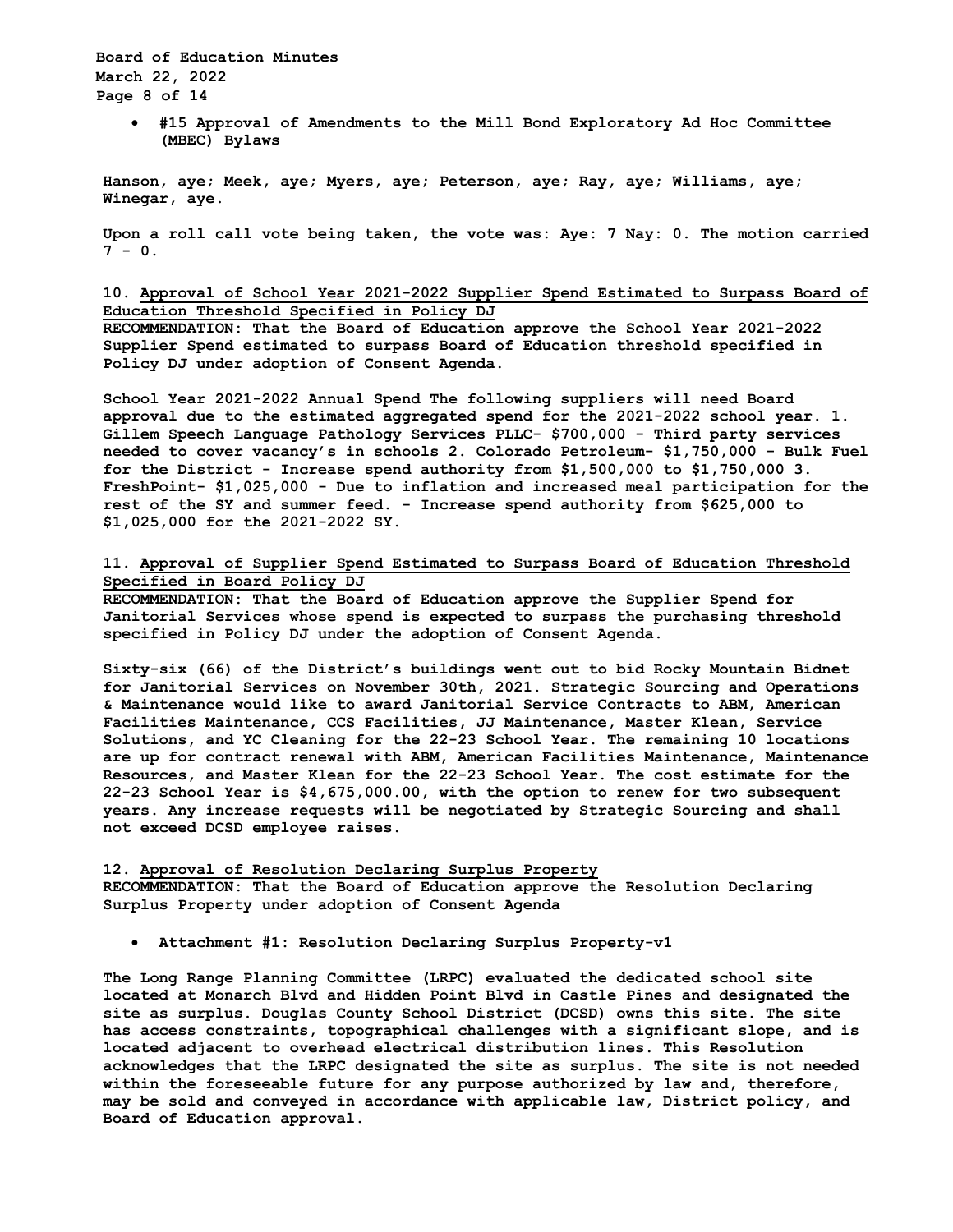- **#15 Approval of Amendments to the Mill Bond Exploratory Ad Hoc Committee (MBEC) Bylaws**

**Hanson, aye; Meek, aye; Myers, aye; Peterson, aye; Ray, aye; Williams, aye; Winegar, aye.**

**Upon a roll call vote being taken, the vote was: Aye: 7 Nay: 0. The motion carried 7 - 0.**

**10. <u>Approval of School Year 2021-2022 Supplier Spend Estimated to Surpass Board of Education Threshold Specified in Policy DJ</u>**
**RECOMMENDATION: That the Board of Education approve the School Year 2021-2022 Supplier Spend estimated to surpass Board of Education threshold specified in Policy DJ under adoption of Consent Agenda.**

**School Year 2021-2022 Annual Spend The following suppliers will need Board approval due to the estimated aggregated spend for the 2021-2022 school year. 1. Gillem Speech Language Pathology Services PLLC- $700,000 - Third party services needed to cover vacancy's in schools 2. Colorado Petroleum- $1,750,000 - Bulk Fuel for the District - Increase spend authority from $1,500,000 to $1,750,000 3. FreshPoint- $1,025,000 - Due to inflation and increased meal participation for the rest of the SY and summer feed. - Increase spend authority from $625,000 to $1,025,000 for the 2021-2022 SY.**

**11. <u>Approval of Supplier Spend Estimated to Surpass Board of Education Threshold Specified in Board Policy DJ</u>**
**RECOMMENDATION: That the Board of Education approve the Supplier Spend for Janitorial Services whose spend is expected to surpass the purchasing threshold specified in Policy DJ under the adoption of Consent Agenda.**

**Sixty-six (66) of the District's buildings went out to bid Rocky Mountain Bidnet for Janitorial Services on November 30th, 2021. Strategic Sourcing and Operations & Maintenance would like to award Janitorial Service Contracts to ABM, American Facilities Maintenance, CCS Facilities, JJ Maintenance, Master Klean, Service Solutions, and YC Cleaning for the 22-23 School Year. The remaining 10 locations are up for contract renewal with ABM, American Facilities Maintenance, Maintenance Resources, and Master Klean for the 22-23 School Year. The cost estimate for the 22-23 School Year is $4,675,000.00, with the option to renew for two subsequent years. Any increase requests will be negotiated by Strategic Sourcing and shall not exceed DCSD employee raises.**

**12. <u>Approval of Resolution Declaring Surplus Property</u>**
**RECOMMENDATION: That the Board of Education approve the Resolution Declaring Surplus Property under adoption of Consent Agenda**

- **Attachment #1: Resolution Declaring Surplus Property-v1**

**The Long Range Planning Committee (LRPC) evaluated the dedicated school site located at Monarch Blvd and Hidden Point Blvd in Castle Pines and designated the site as surplus. Douglas County School District (DCSD) owns this site. The site has access constraints, topographical challenges with a significant slope, and is located adjacent to overhead electrical distribution lines. This Resolution acknowledges that the LRPC designated the site as surplus. The site is not needed within the foreseeable future for any purpose authorized by law and, therefore, may be sold and conveyed in accordance with applicable law, District policy, and Board of Education approval.**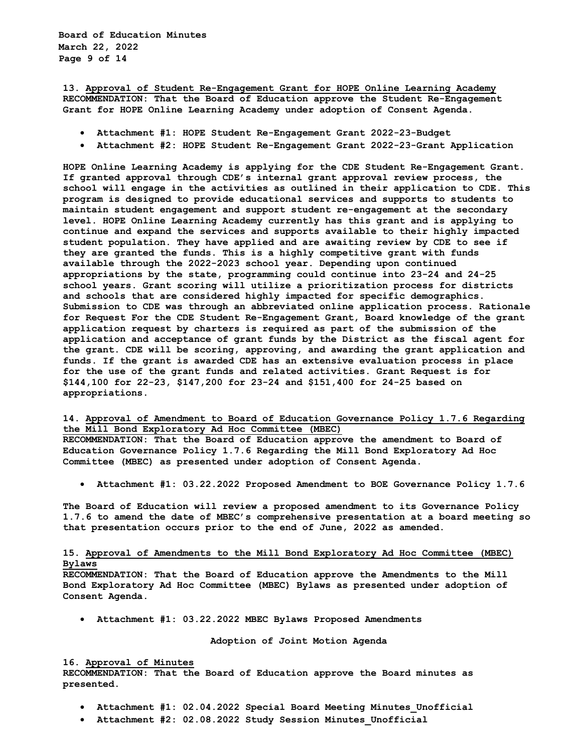13. <u>Approval of Student Re-Engagement Grant for HOPE Online Learning Academy</u>
**RECOMMENDATION: That the Board of Education approve the Student Re-Engagement Grant for HOPE Online Learning Academy under adoption of Consent Agenda.**

- Attachment #1: HOPE Student Re-Engagement Grant 2022-23-Budget
- Attachment #2: HOPE Student Re-Engagement Grant 2022-23-Grant Application

HOPE Online Learning Academy is applying for the CDE Student Re-Engagement Grant. If granted approval through CDE's internal grant approval review process, the school will engage in the activities as outlined in their application to CDE. This program is designed to provide educational services and supports to students to maintain student engagement and support student re-engagement at the secondary level. HOPE Online Learning Academy currently has this grant and is applying to continue and expand the services and supports available to their highly impacted student population. They have applied and are awaiting review by CDE to see if they are granted the funds. This is a highly competitive grant with funds available through the 2022-2023 school year. Depending upon continued appropriations by the state, programming could continue into 23-24 and 24-25 school years. Grant scoring will utilize a prioritization process for districts and schools that are considered highly impacted for specific demographics. Submission to CDE was through an abbreviated online application process. Rationale for Request For the CDE Student Re-Engagement Grant, Board knowledge of the grant application request by charters is required as part of the submission of the application and acceptance of grant funds by the District as the fiscal agent for the grant. CDE will be scoring, approving, and awarding the grant application and funds. If the grant is awarded CDE has an extensive evaluation process in place for the use of the grant funds and related activities. Grant Request is for $144,100 for 22-23, $147,200 for 23-24 and $151,400 for 24-25 based on appropriations.

14. <u>Approval of Amendment to Board of Education Governance Policy 1.7.6 Regarding the Mill Bond Exploratory Ad Hoc Committee (MBEC)</u>
**RECOMMENDATION: That the Board of Education approve the amendment to Board of Education Governance Policy 1.7.6 Regarding the Mill Bond Exploratory Ad Hoc Committee (MBEC) as presented under adoption of Consent Agenda.**

- Attachment #1: 03.22.2022 Proposed Amendment to BOE Governance Policy 1.7.6

The Board of Education will review a proposed amendment to its Governance Policy 1.7.6 to amend the date of MBEC's comprehensive presentation at a board meeting so that presentation occurs prior to the end of June, 2022 as amended.

15. <u>Approval of Amendments to the Mill Bond Exploratory Ad Hoc Committee (MBEC) Bylaws</u>
**RECOMMENDATION: That the Board of Education approve the Amendments to the Mill Bond Exploratory Ad Hoc Committee (MBEC) Bylaws as presented under adoption of Consent Agenda.**

- Attachment #1: 03.22.2022 MBEC Bylaws Proposed Amendments

**Adoption of Joint Motion Agenda**

16. <u>Approval of Minutes</u>
**RECOMMENDATION: That the Board of Education approve the Board minutes as presented.**

- Attachment #1: 02.04.2022 Special Board Meeting Minutes_Unofficial
- Attachment #2: 02.08.2022 Study Session Minutes_Unofficial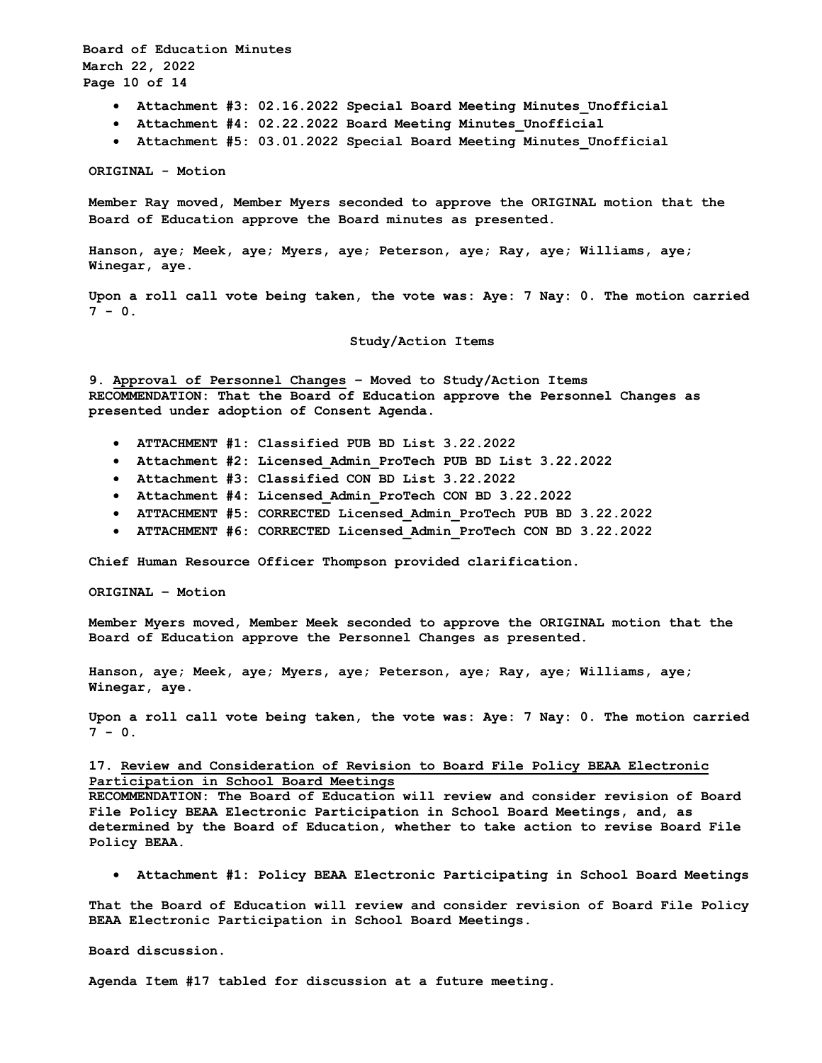- Attachment #3: 02.16.2022 Special Board Meeting Minutes_Unofficial
- Attachment #4: 02.22.2022 Board Meeting Minutes_Unofficial
- Attachment #5: 03.01.2022 Special Board Meeting Minutes_Unofficial

**ORIGINAL - Motion**

**Member Ray moved, Member Myers seconded to approve the ORIGINAL motion that the Board of Education approve the Board minutes as presented.**

**Hanson, aye; Meek, aye; Myers, aye; Peterson, aye; Ray, aye; Williams, aye; Winegar, aye.**

**Upon a roll call vote being taken, the vote was: Aye: 7 Nay: 0. The motion carried 7 - 0.**

## Study/Action Items

**9. <u>Approval of Personnel Changes</u> – Moved to Study/Action Items**
**RECOMMENDATION: That the Board of Education approve the Personnel Changes as presented under adoption of Consent Agenda.**

- **ATTACHMENT #1: Classified PUB BD List 3.22.2022**
- **Attachment #2: Licensed_Admin_ProTech PUB BD List 3.22.2022**
- **Attachment #3: Classified CON BD List 3.22.2022**
- **Attachment #4: Licensed_Admin_ProTech CON BD 3.22.2022**
- **ATTACHMENT #5: CORRECTED Licensed_Admin_ProTech PUB BD 3.22.2022**
- **ATTACHMENT #6: CORRECTED Licensed_Admin_ProTech CON BD 3.22.2022**

**Chief Human Resource Officer Thompson provided clarification.**

**ORIGINAL – Motion**

**Member Myers moved, Member Meek seconded to approve the ORIGINAL motion that the Board of Education approve the Personnel Changes as presented.**

**Hanson, aye; Meek, aye; Myers, aye; Peterson, aye; Ray, aye; Williams, aye; Winegar, aye.**

**Upon a roll call vote being taken, the vote was: Aye: 7 Nay: 0. The motion carried 7 - 0.**

**17. <u>Review and Consideration of Revision to Board File Policy BEAA Electronic Participation in School Board Meetings</u>**
**RECOMMENDATION: The Board of Education will review and consider revision of Board File Policy BEAA Electronic Participation in School Board Meetings, and, as determined by the Board of Education, whether to take action to revise Board File Policy BEAA.**

- **Attachment #1: Policy BEAA Electronic Participating in School Board Meetings**

**That the Board of Education will review and consider revision of Board File Policy BEAA Electronic Participation in School Board Meetings.**

**Board discussion.**

**Agenda Item #17 tabled for discussion at a future meeting.**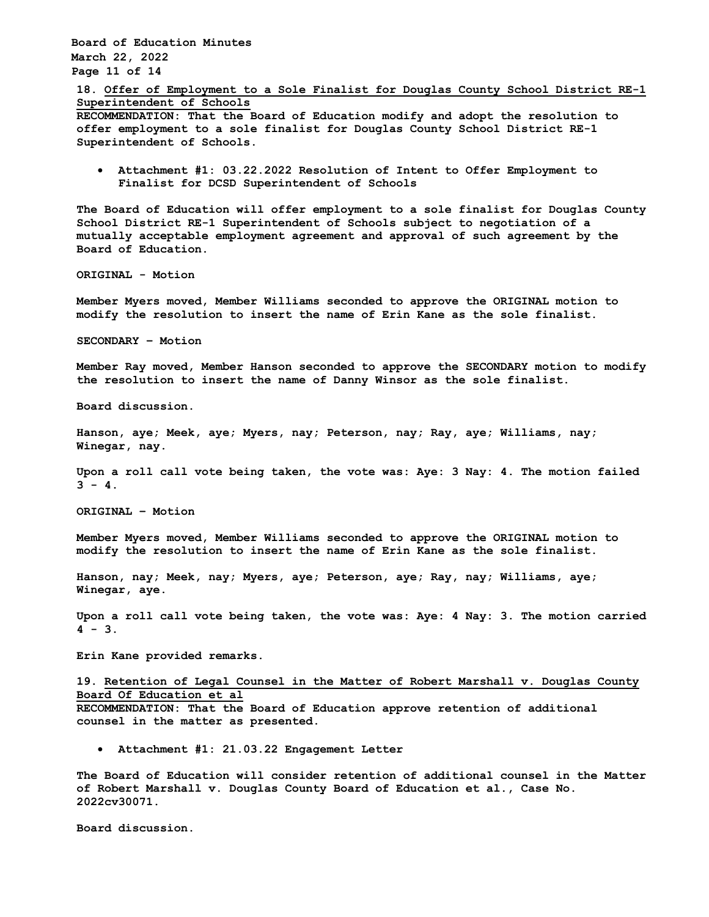**18. Offer of Employment to a Sole Finalist for Douglas County School District RE-1 Superintendent of Schools**

**RECOMMENDATION: That the Board of Education modify and adopt the resolution to offer employment to a sole finalist for Douglas County School District RE-1 Superintendent of Schools.**

- **Attachment #1: 03.22.2022 Resolution of Intent to Offer Employment to Finalist for DCSD Superintendent of Schools**

**The Board of Education will offer employment to a sole finalist for Douglas County School District RE-1 Superintendent of Schools subject to negotiation of a mutually acceptable employment agreement and approval of such agreement by the Board of Education.**

**ORIGINAL - Motion**

**Member Myers moved, Member Williams seconded to approve the ORIGINAL motion to modify the resolution to insert the name of Erin Kane as the sole finalist.**

**SECONDARY – Motion**

**Member Ray moved, Member Hanson seconded to approve the SECONDARY motion to modify the resolution to insert the name of Danny Winsor as the sole finalist.**

**Board discussion.**

**Hanson, aye; Meek, aye; Myers, nay; Peterson, nay; Ray, aye; Williams, nay; Winegar, nay.**

**Upon a roll call vote being taken, the vote was: Aye: 3 Nay: 4. The motion failed 3 - 4.**

**ORIGINAL – Motion**

**Member Myers moved, Member Williams seconded to approve the ORIGINAL motion to modify the resolution to insert the name of Erin Kane as the sole finalist.**

**Hanson, nay; Meek, nay; Myers, aye; Peterson, aye; Ray, nay; Williams, aye; Winegar, aye.**

**Upon a roll call vote being taken, the vote was: Aye: 4 Nay: 3. The motion carried 4 - 3.**

**Erin Kane provided remarks.**

**19. Retention of Legal Counsel in the Matter of Robert Marshall v. Douglas County Board Of Education et al**

**RECOMMENDATION: That the Board of Education approve retention of additional counsel in the matter as presented.**

- **Attachment #1: 21.03.22 Engagement Letter**

**The Board of Education will consider retention of additional counsel in the Matter of Robert Marshall v. Douglas County Board of Education et al., Case No. 2022cv30071.**

**Board discussion.**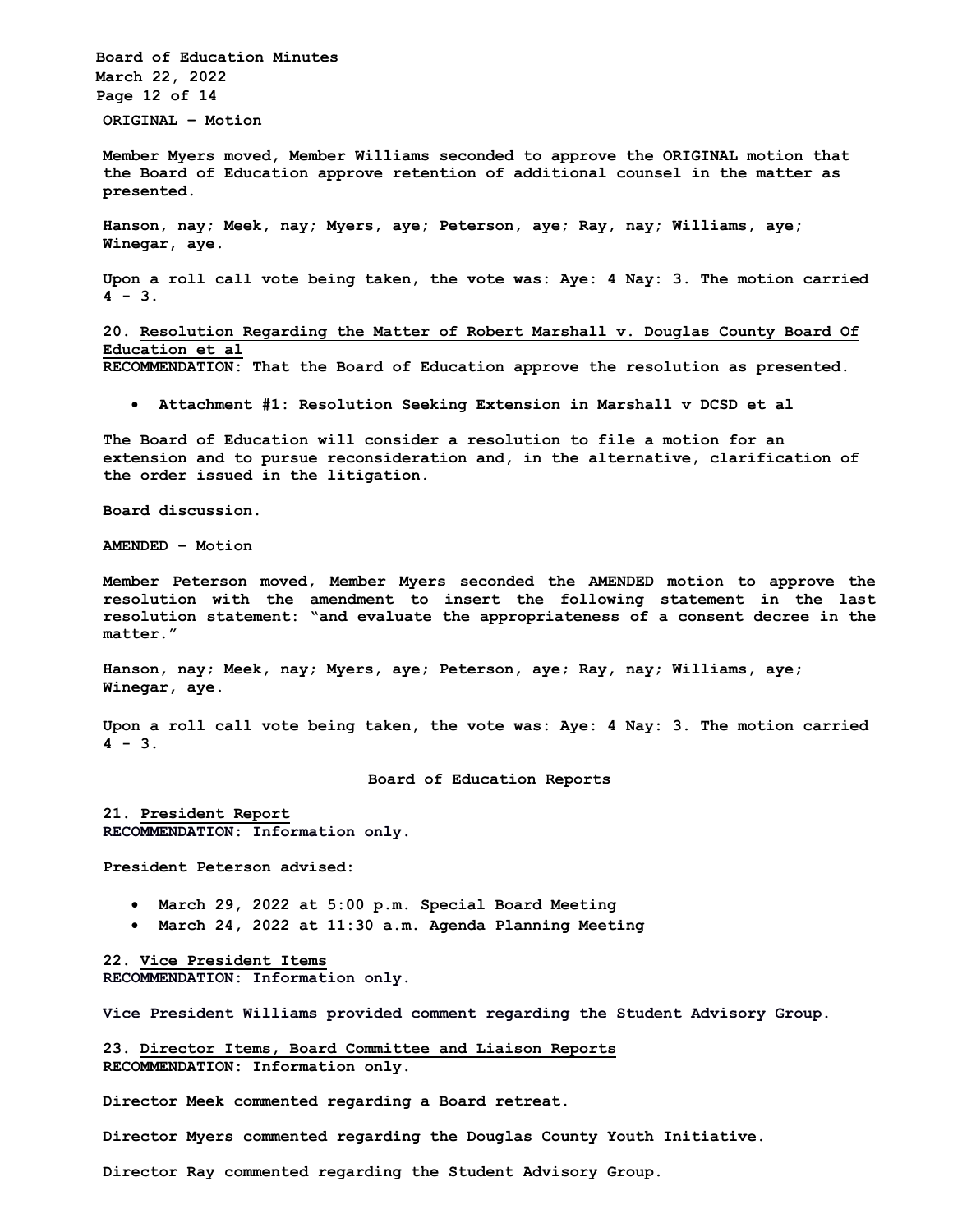**ORIGINAL – Motion**

**Member Myers moved, Member Williams seconded to approve the ORIGINAL motion that the Board of Education approve retention of additional counsel in the matter as presented.**

**Hanson, nay; Meek, nay; Myers, aye; Peterson, aye; Ray, nay; Williams, aye; Winegar, aye.**

**Upon a roll call vote being taken, the vote was: Aye: 4 Nay: 3. The motion carried 4 - 3.**

**20. Resolution Regarding the Matter of Robert Marshall v. Douglas County Board Of Education et al**
**RECOMMENDATION: That the Board of Education approve the resolution as presented.**

- **Attachment #1: Resolution Seeking Extension in Marshall v DCSD et al**

**The Board of Education will consider a resolution to file a motion for an extension and to pursue reconsideration and, in the alternative, clarification of the order issued in the litigation.**

**Board discussion.**

**AMENDED – Motion**

**Member Peterson moved, Member Myers seconded the AMENDED motion to approve the resolution with the amendment to insert the following statement in the last resolution statement: "and evaluate the appropriateness of a consent decree in the matter."**

**Hanson, nay; Meek, nay; Myers, aye; Peterson, aye; Ray, nay; Williams, aye; Winegar, aye.**

**Upon a roll call vote being taken, the vote was: Aye: 4 Nay: 3. The motion carried 4 - 3.**

## Board of Education Reports

**21. President Report**
**RECOMMENDATION: Information only.**

**President Peterson advised:**

- **March 29, 2022 at 5:00 p.m. Special Board Meeting**
- **March 24, 2022 at 11:30 a.m. Agenda Planning Meeting**

**22. Vice President Items**
**RECOMMENDATION: Information only.**

**Vice President Williams provided comment regarding the Student Advisory Group.**

**23. Director Items, Board Committee and Liaison Reports**
**RECOMMENDATION: Information only.**

**Director Meek commented regarding a Board retreat.**

**Director Myers commented regarding the Douglas County Youth Initiative.**

**Director Ray commented regarding the Student Advisory Group.**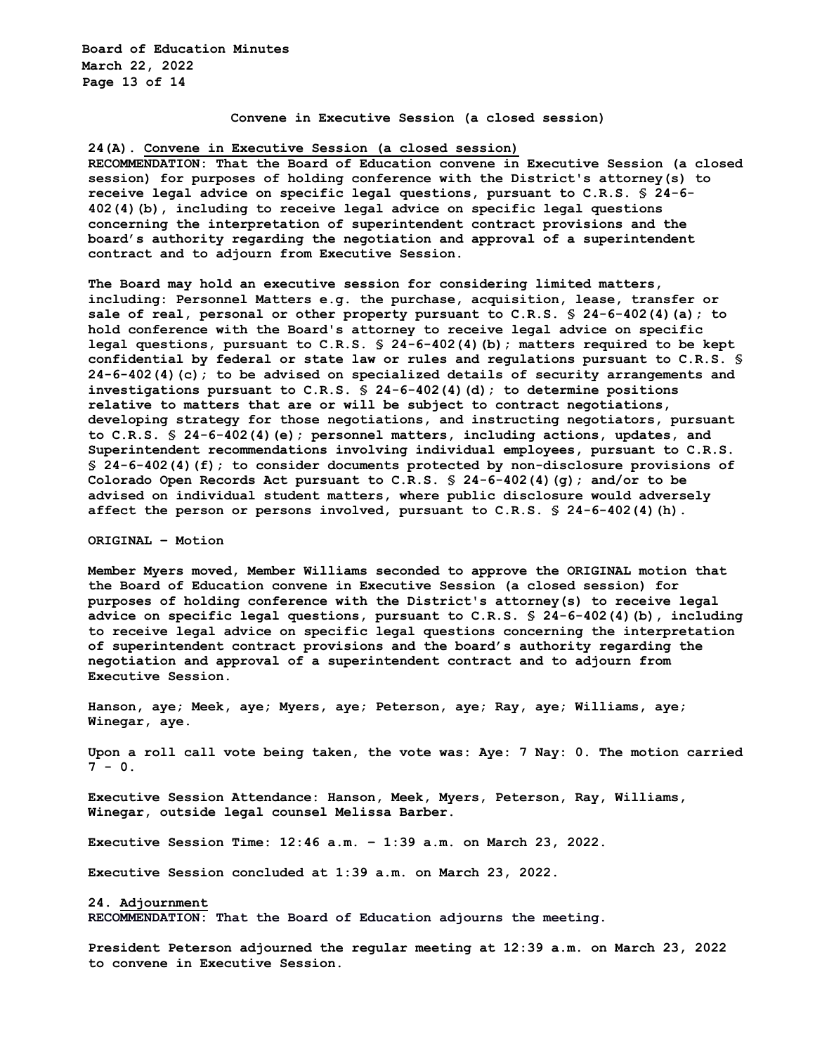## Convene in Executive Session (a closed session)

**24(A). Convene in Executive Session (a closed session)**
**RECOMMENDATION: That the Board of Education convene in Executive Session (a closed session) for purposes of holding conference with the District's attorney(s) to receive legal advice on specific legal questions, pursuant to C.R.S. § 24-6-402(4)(b), including to receive legal advice on specific legal questions concerning the interpretation of superintendent contract provisions and the board's authority regarding the negotiation and approval of a superintendent contract and to adjourn from Executive Session.**

**The Board may hold an executive session for considering limited matters, including: Personnel Matters e.g. the purchase, acquisition, lease, transfer or sale of real, personal or other property pursuant to C.R.S. § 24-6-402(4)(a); to hold conference with the Board's attorney to receive legal advice on specific legal questions, pursuant to C.R.S. § 24-6-402(4)(b); matters required to be kept confidential by federal or state law or rules and regulations pursuant to C.R.S. § 24-6-402(4)(c); to be advised on specialized details of security arrangements and investigations pursuant to C.R.S. § 24-6-402(4)(d); to determine positions relative to matters that are or will be subject to contract negotiations, developing strategy for those negotiations, and instructing negotiators, pursuant to C.R.S. § 24-6-402(4)(e); personnel matters, including actions, updates, and Superintendent recommendations involving individual employees, pursuant to C.R.S. § 24-6-402(4)(f); to consider documents protected by non-disclosure provisions of Colorado Open Records Act pursuant to C.R.S. § 24-6-402(4)(g); and/or to be advised on individual student matters, where public disclosure would adversely affect the person or persons involved, pursuant to C.R.S. § 24-6-402(4)(h).**

**ORIGINAL – Motion**

**Member Myers moved, Member Williams seconded to approve the ORIGINAL motion that the Board of Education convene in Executive Session (a closed session) for purposes of holding conference with the District's attorney(s) to receive legal advice on specific legal questions, pursuant to C.R.S. § 24-6-402(4)(b), including to receive legal advice on specific legal questions concerning the interpretation of superintendent contract provisions and the board's authority regarding the negotiation and approval of a superintendent contract and to adjourn from Executive Session.**

**Hanson, aye; Meek, aye; Myers, aye; Peterson, aye; Ray, aye; Williams, aye; Winegar, aye.**

**Upon a roll call vote being taken, the vote was: Aye: 7 Nay: 0. The motion carried 7 - 0.**

**Executive Session Attendance: Hanson, Meek, Myers, Peterson, Ray, Williams, Winegar, outside legal counsel Melissa Barber.**

**Executive Session Time: 12:46 a.m. – 1:39 a.m. on March 23, 2022.**

**Executive Session concluded at 1:39 a.m. on March 23, 2022.**

**24. Adjournment**
**RECOMMENDATION: That the Board of Education adjourns the meeting.**

**President Peterson adjourned the regular meeting at 12:39 a.m. on March 23, 2022 to convene in Executive Session.**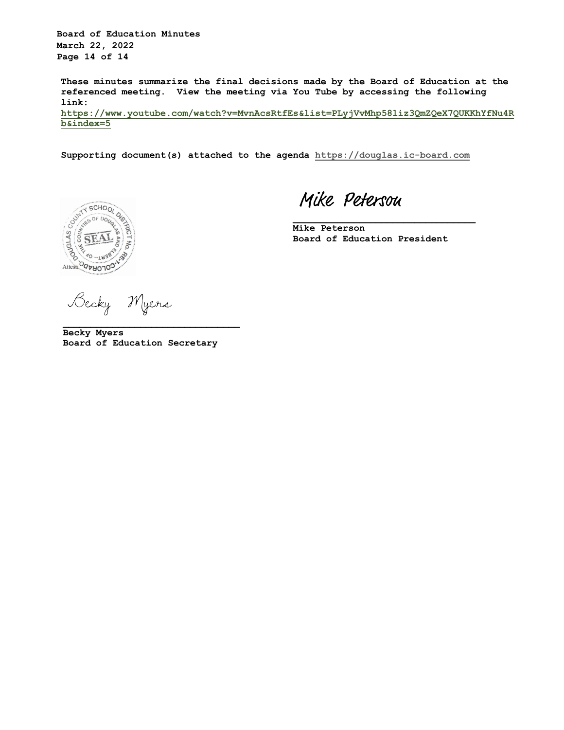**These minutes summarize the final decisions made by the Board of Education at the referenced meeting. View the meeting via You Tube by accessing the following link:**
**https://www.youtube.com/watch?v=MvnAcsRtfEs&list=PLyjVvMhp58liz3QmZQeX7QUKKhYfNu4Rb&index=5**

**Supporting document(s) attached to the agenda https://douglas.ic-board.com**

Mike Peterson

**Mike Peterson**
**Board of Education President**

Attest:

Becky Myers

**Becky Myers**
**Board of Education Secretary**